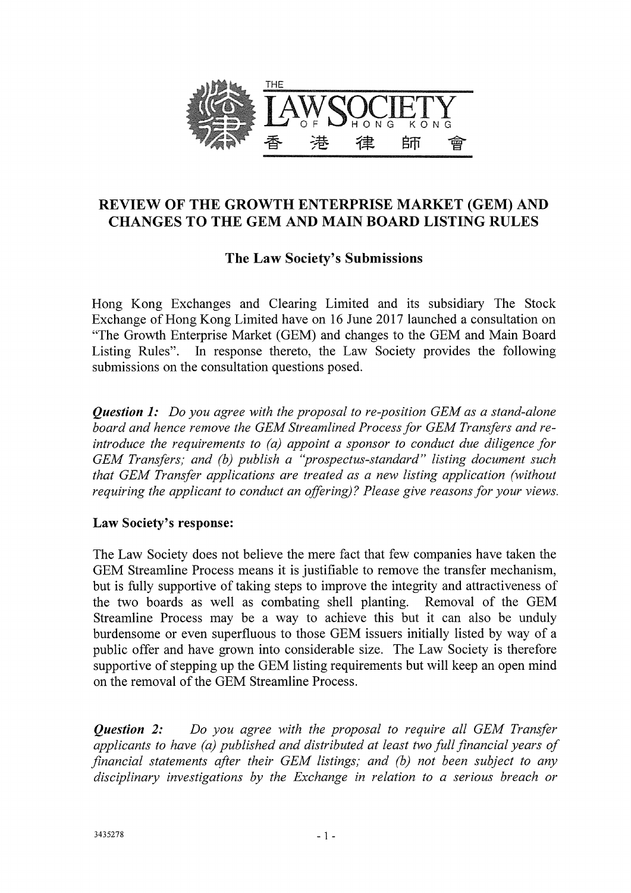THE LAW SOCIETY OF HONG KONG
香港律師會

# REVIEW OF THE GROWTH ENTERPRISE MARKET (GEM) AND CHANGES TO THE GEM AND MAIN BOARD LISTING RULES

## The Law Society's Submissions

Hong Kong Exchanges and Clearing Limited and its subsidiary The Stock Exchange of Hong Kong Limited have on 16 June 2017 launched a consultation on "The Growth Enterprise Market (GEM) and changes to the GEM and Main Board Listing Rules". In response thereto, the Law Society provides the following submissions on the consultation questions posed.

***Question 1:*** *Do you agree with the proposal to re-position GEM as a stand-alone board and hence remove the GEM Streamlined Process for GEM Transfers and re-introduce the requirements to (a) appoint a sponsor to conduct due diligence for GEM Transfers; and (b) publish a "prospectus-standard" listing document such that GEM Transfer applications are treated as a new listing application (without requiring the applicant to conduct an offering)? Please give reasons for your views.*

**Law Society's response:**

The Law Society does not believe the mere fact that few companies have taken the GEM Streamline Process means it is justifiable to remove the transfer mechanism, but is fully supportive of taking steps to improve the integrity and attractiveness of the two boards as well as combating shell planting. Removal of the GEM Streamline Process may be a way to achieve this but it can also be unduly burdensome or even superfluous to those GEM issuers initially listed by way of a public offer and have grown into considerable size. The Law Society is therefore supportive of stepping up the GEM listing requirements but will keep an open mind on the removal of the GEM Streamline Process.

***Question 2:*** *Do you agree with the proposal to require all GEM Transfer applicants to have (a) published and distributed at least two full financial years of financial statements after their GEM listings; and (b) not been subject to any disciplinary investigations by the Exchange in relation to a serious breach or*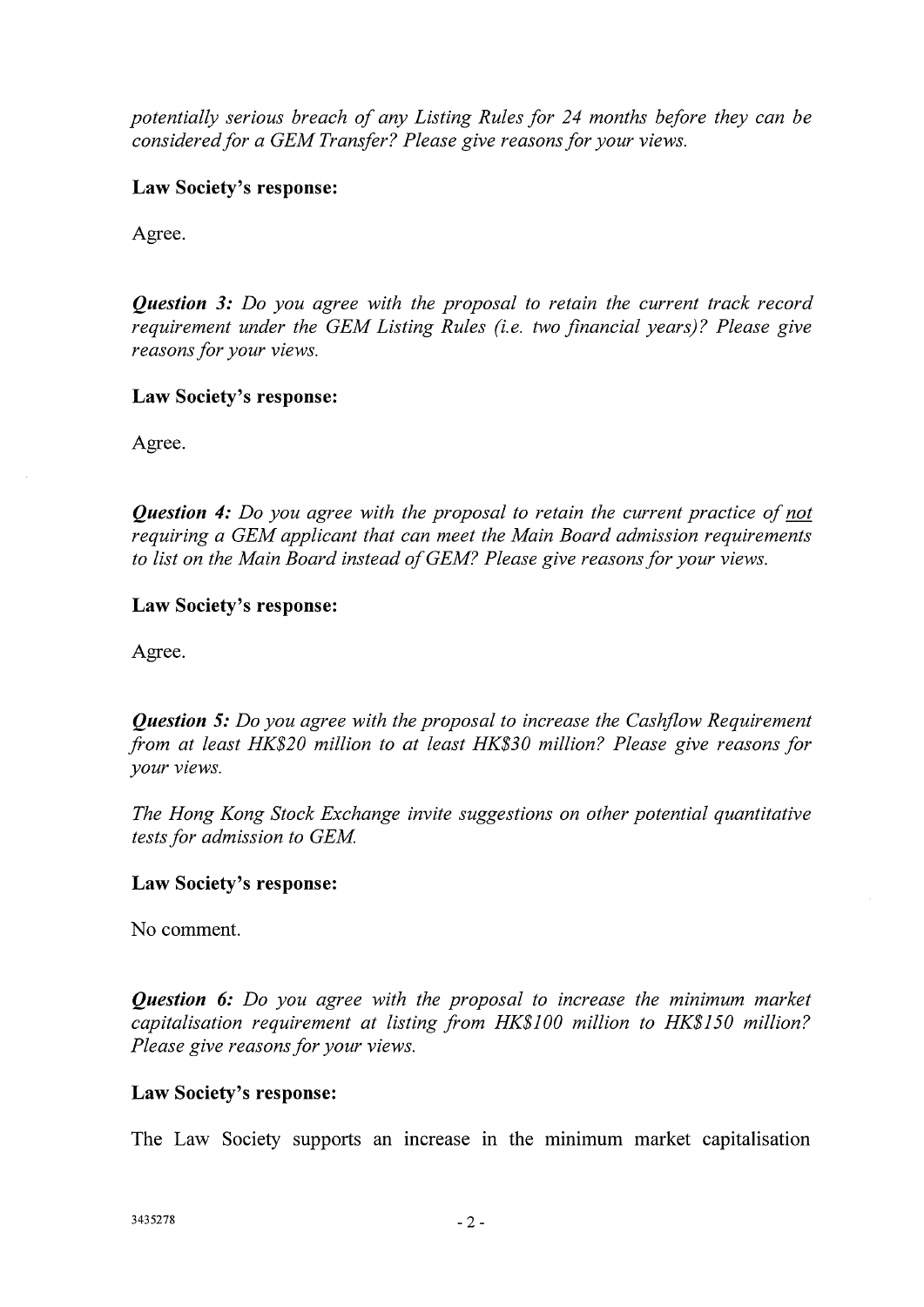*potentially serious breach of any Listing Rules for 24 months before they can be considered for a GEM Transfer? Please give reasons for your views.*

**Law Society's response:**

Agree.

***Question 3:*** *Do you agree with the proposal to retain the current track record requirement under the GEM Listing Rules (i.e. two financial years)? Please give reasons for your views.*

**Law Society's response:**

Agree.

***Question 4:*** *Do you agree with the proposal to retain the current practice of <u>not</u> requiring a GEM applicant that can meet the Main Board admission requirements to list on the Main Board instead of GEM? Please give reasons for your views.*

**Law Society's response:**

Agree.

***Question 5:*** *Do you agree with the proposal to increase the Cashflow Requirement from at least HK$20 million to at least HK$30 million? Please give reasons for your views.*

*The Hong Kong Stock Exchange invite suggestions on other potential quantitative tests for admission to GEM.*

**Law Society's response:**

No comment.

***Question 6:*** *Do you agree with the proposal to increase the minimum market capitalisation requirement at listing from HK$100 million to HK$150 million? Please give reasons for your views.*

**Law Society's response:**

The Law Society supports an increase in the minimum market capitalisation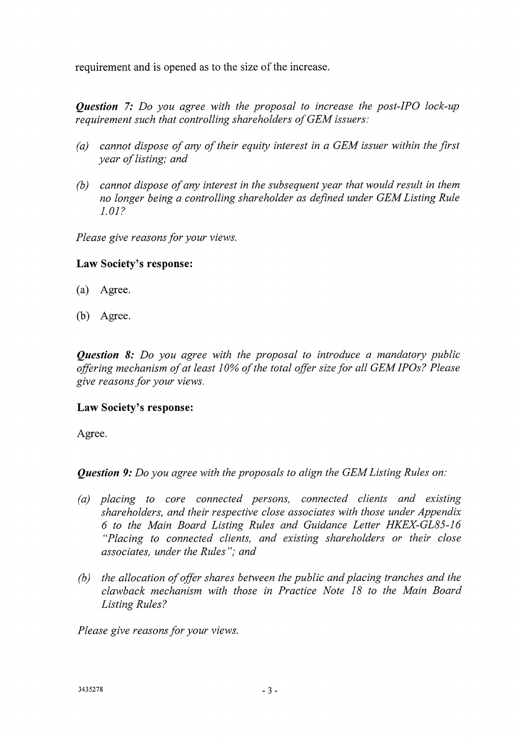requirement and is opened as to the size of the increase.

***Question 7:*** *Do you agree with the proposal to increase the post-IPO lock-up requirement such that controlling shareholders of GEM issuers:*

*(a) cannot dispose of any of their equity interest in a GEM issuer within the first year of listing; and*

*(b) cannot dispose of any interest in the subsequent year that would result in them no longer being a controlling shareholder as defined under GEM Listing Rule 1.01?*

*Please give reasons for your views.*

**Law Society's response:**

(a) Agree.

(b) Agree.

***Question 8:*** *Do you agree with the proposal to introduce a mandatory public offering mechanism of at least 10% of the total offer size for all GEM IPOs? Please give reasons for your views.*

**Law Society's response:**

Agree.

***Question 9:*** *Do you agree with the proposals to align the GEM Listing Rules on:*

*(a) placing to core connected persons, connected clients and existing shareholders, and their respective close associates with those under Appendix 6 to the Main Board Listing Rules and Guidance Letter HKEX-GL85-16 "Placing to connected clients, and existing shareholders or their close associates, under the Rules"; and*

*(b) the allocation of offer shares between the public and placing tranches and the clawback mechanism with those in Practice Note 18 to the Main Board Listing Rules?*

*Please give reasons for your views.*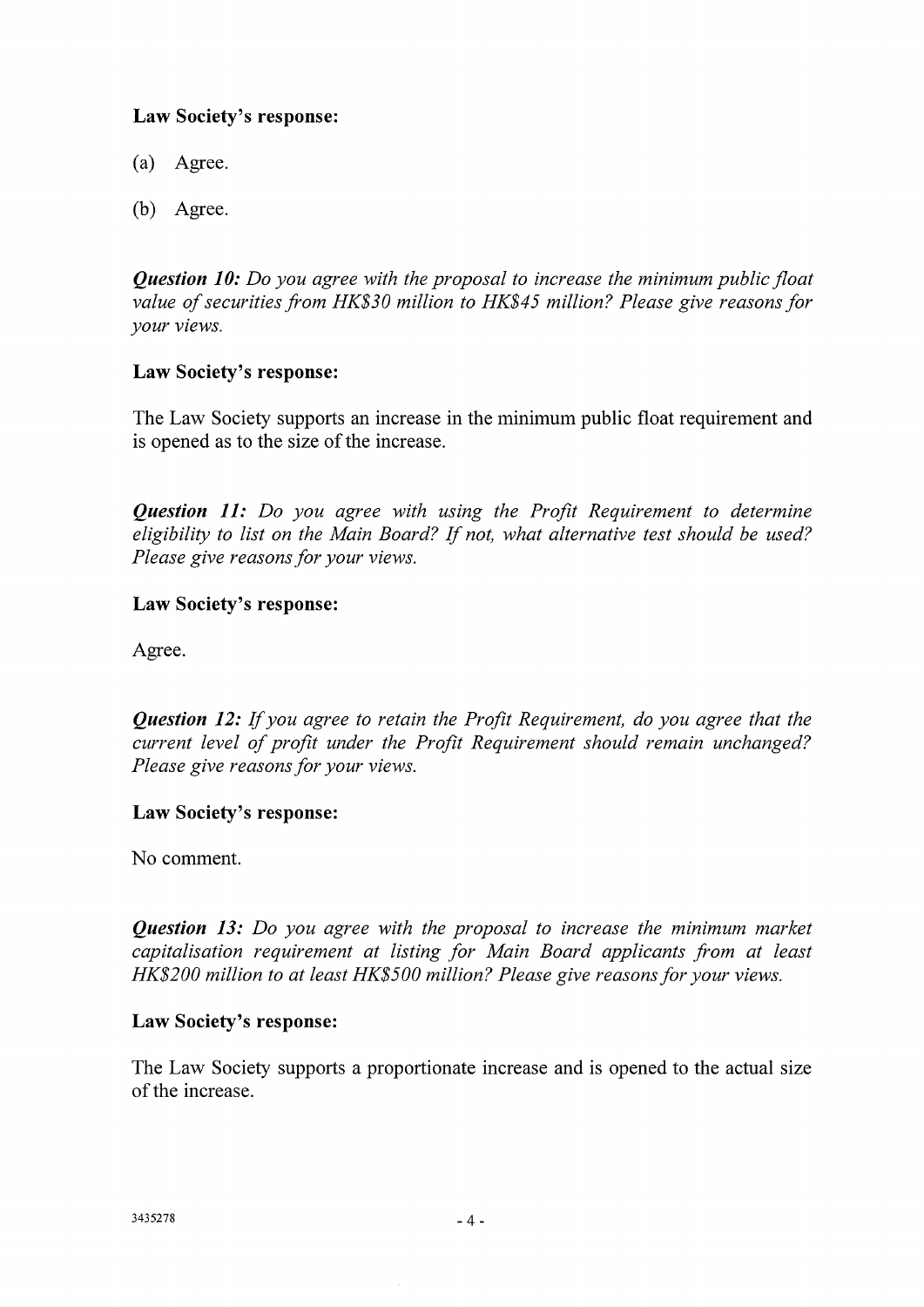**Law Society's response:**

(a) Agree.

(b) Agree.

***Question 10:*** *Do you agree with the proposal to increase the minimum public float value of securities from HK$30 million to HK$45 million? Please give reasons for your views.*

**Law Society's response:**

The Law Society supports an increase in the minimum public float requirement and is opened as to the size of the increase.

***Question 11:*** *Do you agree with using the Profit Requirement to determine eligibility to list on the Main Board? If not, what alternative test should be used? Please give reasons for your views.*

**Law Society's response:**

Agree.

***Question 12:*** *If you agree to retain the Profit Requirement, do you agree that the current level of profit under the Profit Requirement should remain unchanged? Please give reasons for your views.*

**Law Society's response:**

No comment.

***Question 13:*** *Do you agree with the proposal to increase the minimum market capitalisation requirement at listing for Main Board applicants from at least HK$200 million to at least HK$500 million? Please give reasons for your views.*

**Law Society's response:**

The Law Society supports a proportionate increase and is opened to the actual size of the increase.

3435278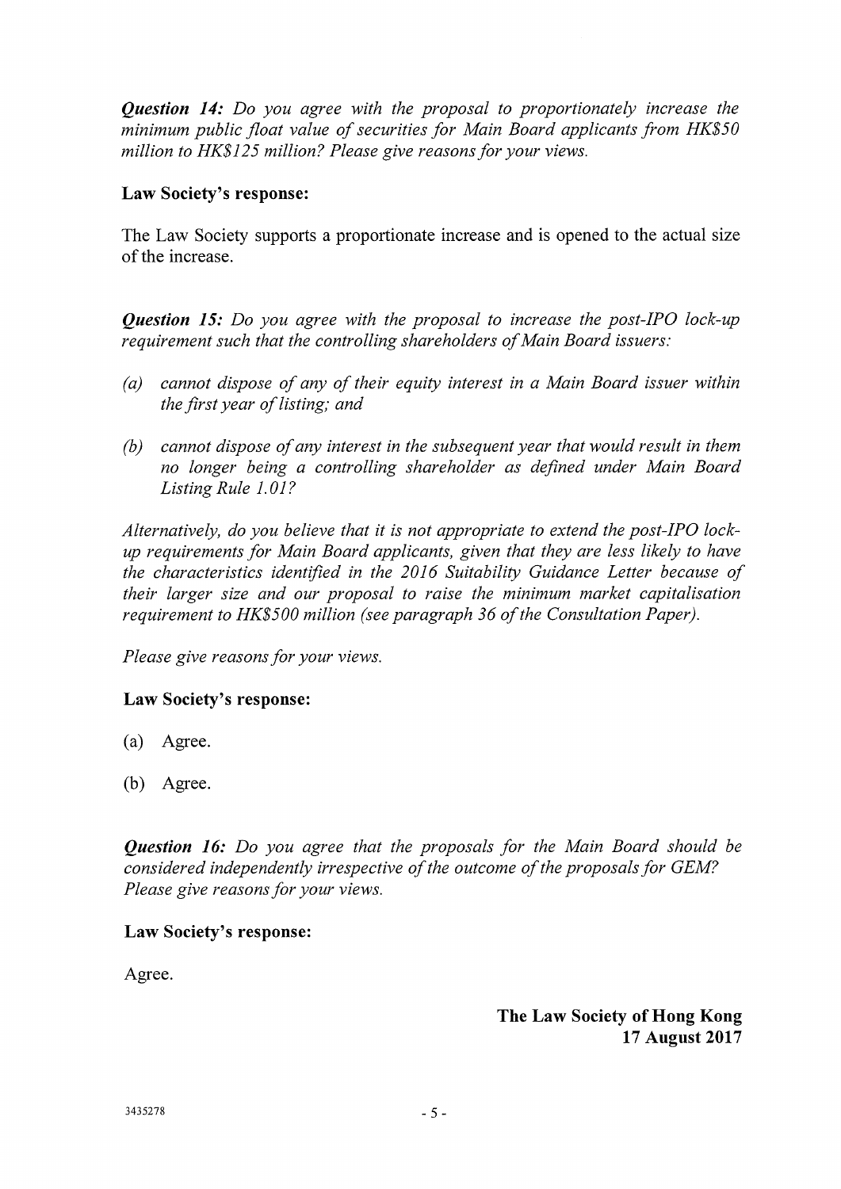***Question 14:*** *Do you agree with the proposal to proportionately increase the minimum public float value of securities for Main Board applicants from HK$50 million to HK$125 million? Please give reasons for your views.*

**Law Society's response:**

The Law Society supports a proportionate increase and is opened to the actual size of the increase.

***Question 15:*** *Do you agree with the proposal to increase the post-IPO lock-up requirement such that the controlling shareholders of Main Board issuers:*

*(a) cannot dispose of any of their equity interest in a Main Board issuer within the first year of listing; and*

*(b) cannot dispose of any interest in the subsequent year that would result in them no longer being a controlling shareholder as defined under Main Board Listing Rule 1.01?*

*Alternatively, do you believe that it is not appropriate to extend the post-IPO lock-up requirements for Main Board applicants, given that they are less likely to have the characteristics identified in the 2016 Suitability Guidance Letter because of their larger size and our proposal to raise the minimum market capitalisation requirement to HK$500 million (see paragraph 36 of the Consultation Paper).*

*Please give reasons for your views.*

**Law Society's response:**

(a) Agree.

(b) Agree.

***Question 16:*** *Do you agree that the proposals for the Main Board should be considered independently irrespective of the outcome of the proposals for GEM? Please give reasons for your views.*

**Law Society's response:**

Agree.

**The Law Society of Hong Kong**
**17 August 2017**

3435278